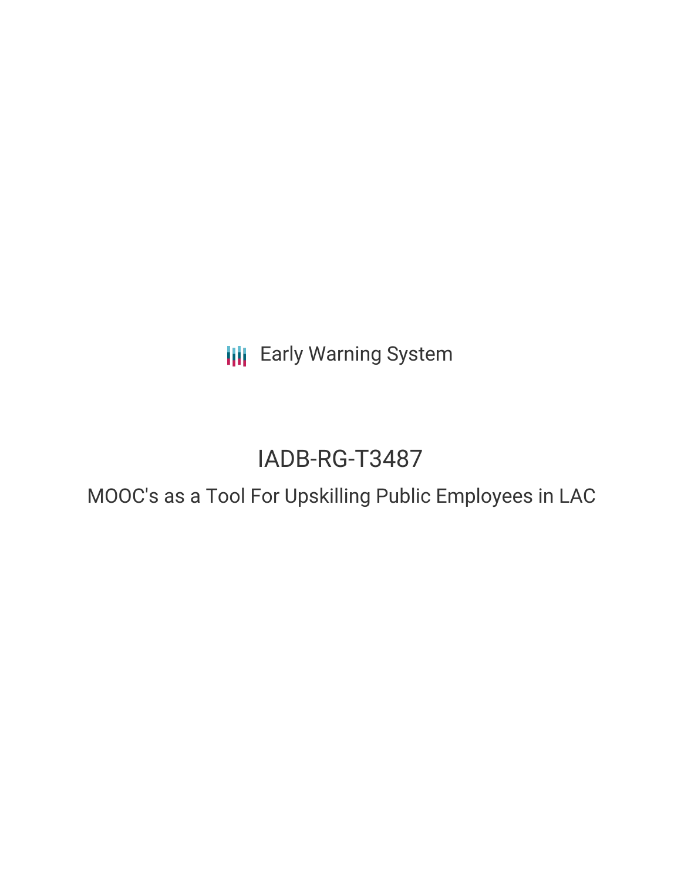Early Warning System

# IADB-RG-T3487

## MOOC's as a Tool For Upskilling Public Employees in LAC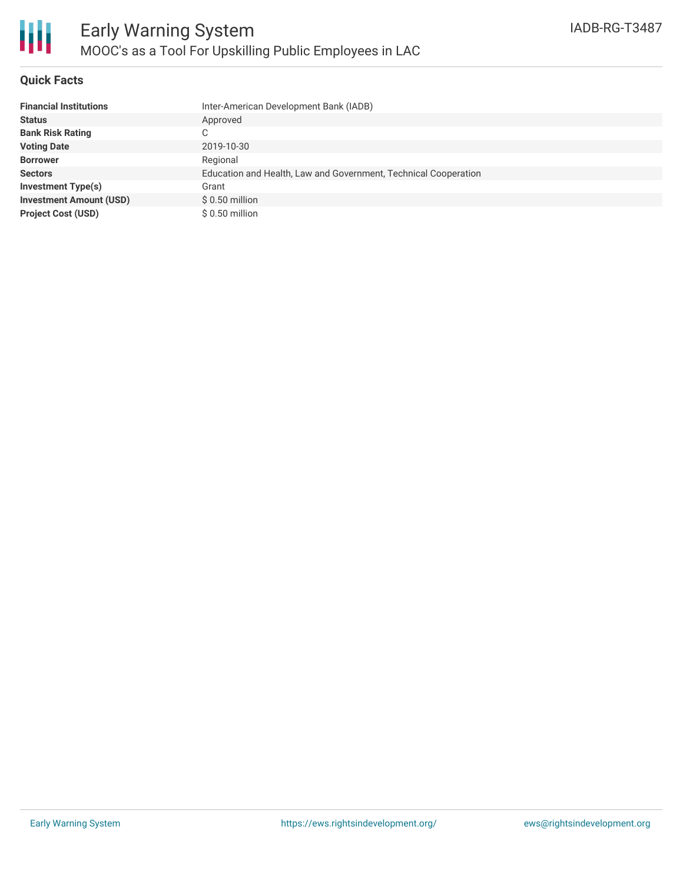## Quick Facts

| | |
|---|---|
| **Financial Institutions** | Inter-American Development Bank (IADB) |
| **Status** | Approved |
| **Bank Risk Rating** | C |
| **Voting Date** | 2019-10-30 |
| **Borrower** | Regional |
| **Sectors** | Education and Health, Law and Government, Technical Cooperation |
| **Investment Type(s)** | Grant |
| **Investment Amount (USD)** | $ 0.50 million |
| **Project Cost (USD)** | $ 0.50 million |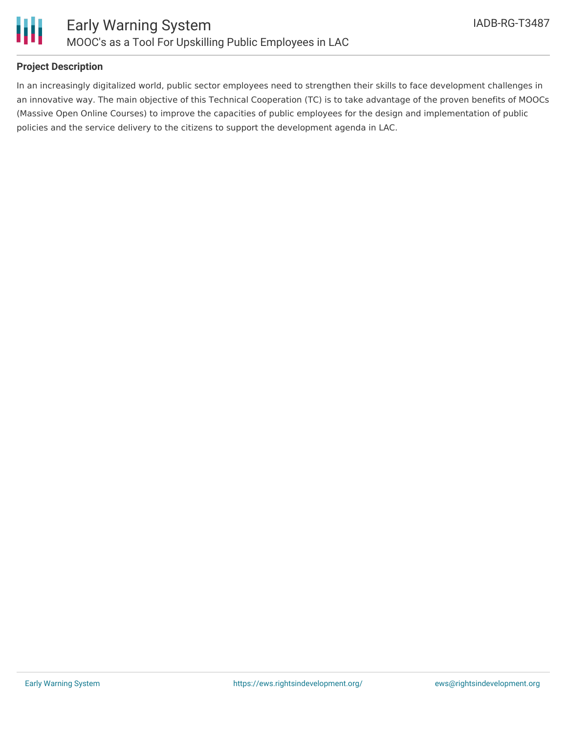## Project Description

In an increasingly digitalized world, public sector employees need to strengthen their skills to face development challenges in an innovative way. The main objective of this Technical Cooperation (TC) is to take advantage of the proven benefits of MOOCs (Massive Open Online Courses) to improve the capacities of public employees for the design and implementation of public policies and the service delivery to the citizens to support the development agenda in LAC.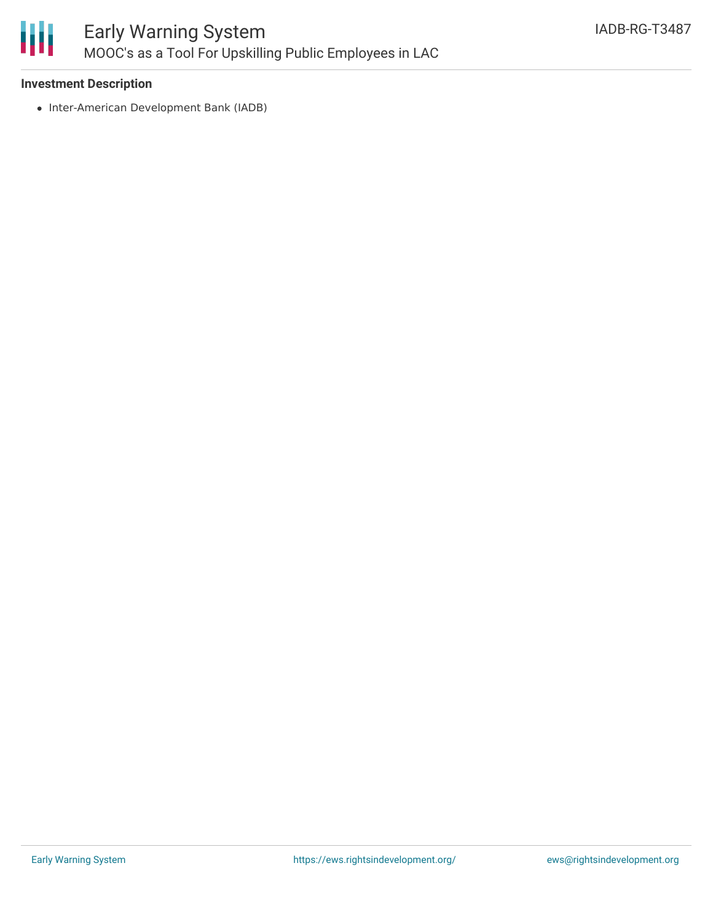### Investment Description

- Inter-American Development Bank (IADB)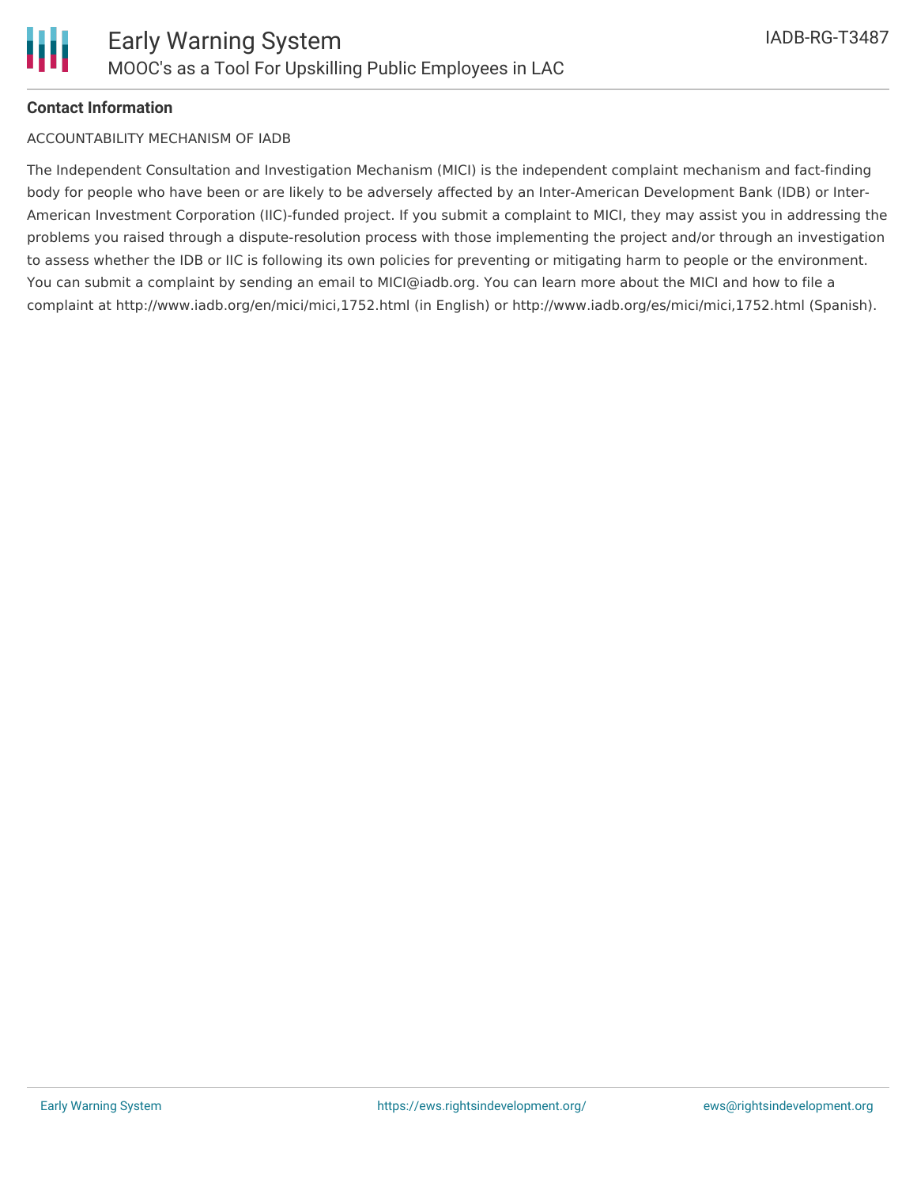**Contact Information**

ACCOUNTABILITY MECHANISM OF IADB

The Independent Consultation and Investigation Mechanism (MICI) is the independent complaint mechanism and fact-finding body for people who have been or are likely to be adversely affected by an Inter-American Development Bank (IDB) or Inter-American Investment Corporation (IIC)-funded project. If you submit a complaint to MICI, they may assist you in addressing the problems you raised through a dispute-resolution process with those implementing the project and/or through an investigation to assess whether the IDB or IIC is following its own policies for preventing or mitigating harm to people or the environment. You can submit a complaint by sending an email to MICI@iadb.org. You can learn more about the MICI and how to file a complaint at http://www.iadb.org/en/mici/mici,1752.html (in English) or http://www.iadb.org/es/mici/mici,1752.html (Spanish).